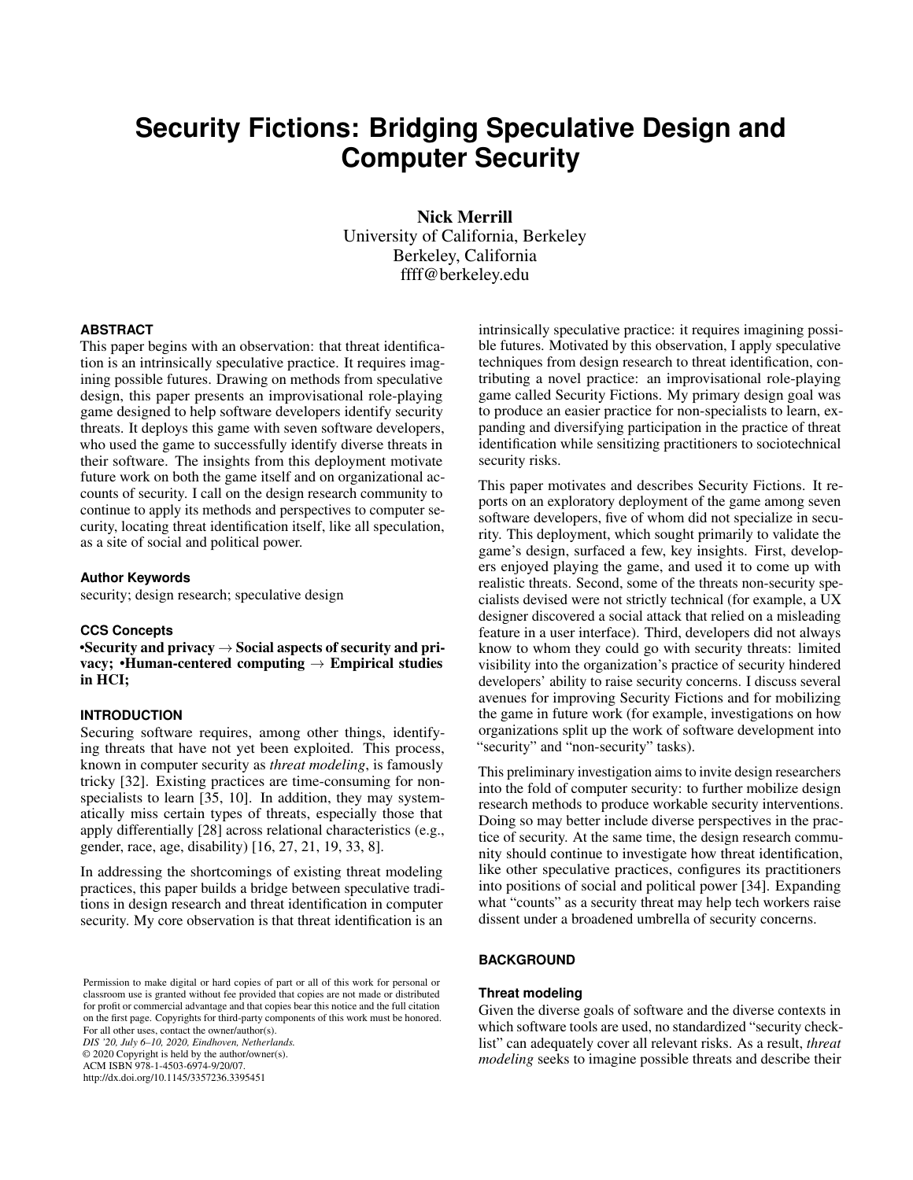# Security Fictions: Bridging Speculative Design and Computer Security

**Nick Merrill**
University of California, Berkeley
Berkeley, California
ffff@berkeley.edu

## ABSTRACT

This paper begins with an observation: that threat identification is an intrinsically speculative practice. It requires imagining possible futures. Drawing on methods from speculative design, this paper presents an improvisational role-playing game designed to help software developers identify security threats. It deploys this game with seven software developers, who used the game to successfully identify diverse threats in their software. The insights from this deployment motivate future work on both the game itself and on organizational accounts of security. I call on the design research community to continue to apply its methods and perspectives to computer security, locating threat identification itself, like all speculation, as a site of social and political power.

### Author Keywords

security; design research; speculative design

### CCS Concepts

**•Security and privacy → Social aspects of security and privacy; •Human-centered computing → Empirical studies in HCI;**

## INTRODUCTION

Securing software requires, among other things, identifying threats that have not yet been exploited. This process, known in computer security as *threat modeling*, is famously tricky [32]. Existing practices are time-consuming for non-specialists to learn [35, 10]. In addition, they may systematically miss certain types of threats, especially those that apply differentially [28] across relational characteristics (e.g., gender, race, age, disability) [16, 27, 21, 19, 33, 8].

In addressing the shortcomings of existing threat modeling practices, this paper builds a bridge between speculative traditions in design research and threat identification in computer security. My core observation is that threat identification is an intrinsically speculative practice: it requires imagining possible futures. Motivated by this observation, I apply speculative techniques from design research to threat identification, contributing a novel practice: an improvisational role-playing game called Security Fictions. My primary design goal was to produce an easier practice for non-specialists to learn, expanding and diversifying participation in the practice of threat identification while sensitizing practitioners to sociotechnical security risks.

This paper motivates and describes Security Fictions. It reports on an exploratory deployment of the game among seven software developers, five of whom did not specialize in security. This deployment, which sought primarily to validate the game's design, surfaced a few, key insights. First, developers enjoyed playing the game, and used it to come up with realistic threats. Second, some of the threats non-security specialists devised were not strictly technical (for example, a UX designer discovered a social attack that relied on a misleading feature in a user interface). Third, developers did not always know to whom they could go with security threats: limited visibility into the organization's practice of security hindered developers' ability to raise security concerns. I discuss several avenues for improving Security Fictions and for mobilizing the game in future work (for example, investigations on how organizations split up the work of software development into "security" and "non-security" tasks).

This preliminary investigation aims to invite design researchers into the fold of computer security: to further mobilize design research methods to produce workable security interventions. Doing so may better include diverse perspectives in the practice of security. At the same time, the design research community should continue to investigate how threat identification, like other speculative practices, configures its practitioners into positions of social and political power [34]. Expanding what "counts" as a security threat may help tech workers raise dissent under a broadened umbrella of security concerns.

## BACKGROUND

### Threat modeling

Given the diverse goals of software and the diverse contexts in which software tools are used, no standardized "security checklist" can adequately cover all relevant risks. As a result, *threat modeling* seeks to imagine possible threats and describe their

Permission to make digital or hard copies of part or all of this work for personal or classroom use is granted without fee provided that copies are not made or distributed for profit or commercial advantage and that copies bear this notice and the full citation on the first page. Copyrights for third-party components of this work must be honored. For all other uses, contact the owner/author(s).
*DIS '20, July 6–10, 2020, Eindhoven, Netherlands.*
© 2020 Copyright is held by the author/owner(s).
ACM ISBN 978-1-4503-6974-9/20/07.
http://dx.doi.org/10.1145/3357236.3395451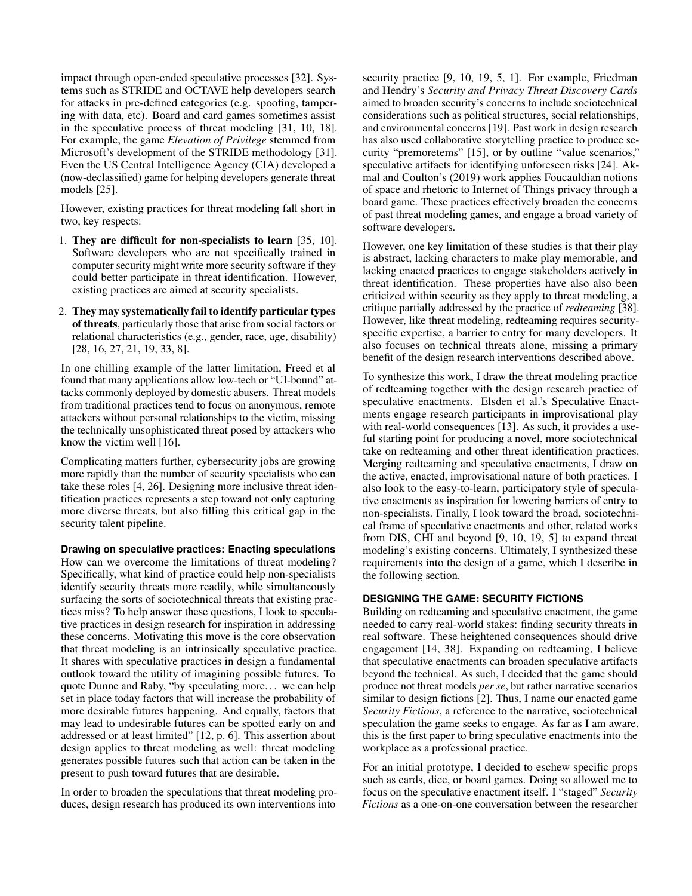impact through open-ended speculative processes [32]. Systems such as STRIDE and OCTAVE help developers search for attacks in pre-defined categories (e.g. spoofing, tampering with data, etc). Board and card games sometimes assist in the speculative process of threat modeling [31, 10, 18]. For example, the game *Elevation of Privilege* stemmed from Microsoft's development of the STRIDE methodology [31]. Even the US Central Intelligence Agency (CIA) developed a (now-declassified) game for helping developers generate threat models [25].

However, existing practices for threat modeling fall short in two, key respects:

1. **They are difficult for non-specialists to learn** [35, 10]. Software developers who are not specifically trained in computer security might write more security software if they could better participate in threat identification. However, existing practices are aimed at security specialists.
2. **They may systematically fail to identify particular types of threats**, particularly those that arise from social factors or relational characteristics (e.g., gender, race, age, disability) [28, 16, 27, 21, 19, 33, 8].

In one chilling example of the latter limitation, Freed et al found that many applications allow low-tech or "UI-bound" attacks commonly deployed by domestic abusers. Threat models from traditional practices tend to focus on anonymous, remote attackers without personal relationships to the victim, missing the technically unsophisticated threat posed by attackers who know the victim well [16].

Complicating matters further, cybersecurity jobs are growing more rapidly than the number of security specialists who can take these roles [4, 26]. Designing more inclusive threat identification practices represents a step toward not only capturing more diverse threats, but also filling this critical gap in the security talent pipeline.

#### Drawing on speculative practices: Enacting speculations

How can we overcome the limitations of threat modeling? Specifically, what kind of practice could help non-specialists identify security threats more readily, while simultaneously surfacing the sorts of sociotechnical threats that existing practices miss? To help answer these questions, I look to speculative practices in design research for inspiration in addressing these concerns. Motivating this move is the core observation that threat modeling is an intrinsically speculative practice. It shares with speculative practices in design a fundamental outlook toward the utility of imagining possible futures. To quote Dunne and Raby, "by speculating more... we can help set in place today factors that will increase the probability of more desirable futures happening. And equally, factors that may lead to undesirable futures can be spotted early on and addressed or at least limited" [12, p. 6]. This assertion about design applies to threat modeling as well: threat modeling generates possible futures such that action can be taken in the present to push toward futures that are desirable.

In order to broaden the speculations that threat modeling produces, design research has produced its own interventions into security practice [9, 10, 19, 5, 1]. For example, Friedman and Hendry's *Security and Privacy Threat Discovery Cards* aimed to broaden security's concerns to include sociotechnical considerations such as political structures, social relationships, and environmental concerns [19]. Past work in design research has also used collaborative storytelling practice to produce security "premoretems" [15], or by outline "value scenarios," speculative artifacts for identifying unforeseen risks [24]. Akmal and Coulton's (2019) work applies Foucauldian notions of space and rhetoric to Internet of Things privacy through a board game. These practices effectively broaden the concerns of past threat modeling games, and engage a broad variety of software developers.

However, one key limitation of these studies is that their play is abstract, lacking characters to make play memorable, and lacking enacted practices to engage stakeholders actively in threat identification. These properties have also also been criticized within security as they apply to threat modeling, a critique partially addressed by the practice of *redteaming* [38]. However, like threat modeling, redteaming requires security-specific expertise, a barrier to entry for many developers. It also focuses on technical threats alone, missing a primary benefit of the design research interventions described above.

To synthesize this work, I draw the threat modeling practice of redteaming together with the design research practice of speculative enactments. Elsden et al.'s Speculative Enactments engage research participants in improvisational play with real-world consequences [13]. As such, it provides a useful starting point for producing a novel, more sociotechnical take on redteaming and other threat identification practices. Merging redteaming and speculative enactments, I draw on the active, enacted, improvisational nature of both practices. I also look to the easy-to-learn, participatory style of speculative enactments as inspiration for lowering barriers of entry to non-specialists. Finally, I look toward the broad, sociotechnical frame of speculative enactments and other, related works from DIS, CHI and beyond [9, 10, 19, 5] to expand threat modeling's existing concerns. Ultimately, I synthesized these requirements into the design of a game, which I describe in the following section.

### DESIGNING THE GAME: SECURITY FICTIONS

Building on redteaming and speculative enactment, the game needed to carry real-world stakes: finding security threats in real software. These heightened consequences should drive engagement [14, 38]. Expanding on redteaming, I believe that speculative enactments can broaden speculative artifacts beyond the technical. As such, I decided that the game should produce not threat models *per se*, but rather narrative scenarios similar to design fictions [2]. Thus, I name our enacted game *Security Fictions*, a reference to the narrative, sociotechnical speculation the game seeks to engage. As far as I am aware, this is the first paper to bring speculative enactments into the workplace as a professional practice.

For an initial prototype, I decided to eschew specific props such as cards, dice, or board games. Doing so allowed me to focus on the speculative enactment itself. I "staged" *Security Fictions* as a one-on-one conversation between the researcher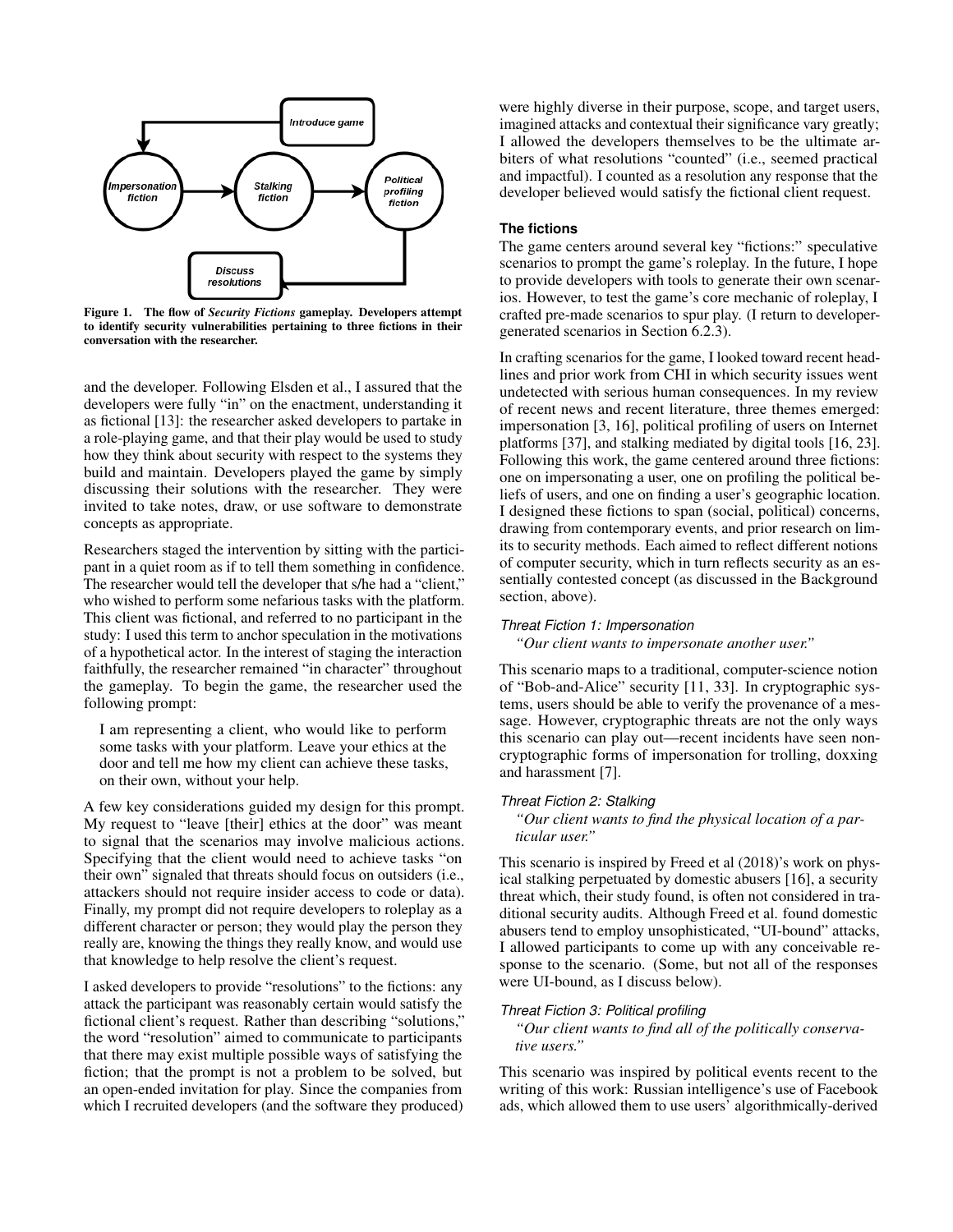Figure 1. The flow of *Security Fictions* gameplay. Developers attempt to identify security vulnerabilities pertaining to three fictions in their conversation with the researcher.

and the developer. Following Elsden et al., I assured that the developers were fully "in" on the enactment, understanding it as fictional [13]: the researcher asked developers to partake in a role-playing game, and that their play would be used to study how they think about security with respect to the systems they build and maintain. Developers played the game by simply discussing their solutions with the researcher. They were invited to take notes, draw, or use software to demonstrate concepts as appropriate.

Researchers staged the intervention by sitting with the participant in a quiet room as if to tell them something in confidence. The researcher would tell the developer that s/he had a "client," who wished to perform some nefarious tasks with the platform. This client was fictional, and referred to no participant in the study: I used this term to anchor speculation in the motivations of a hypothetical actor. In the interest of staging the interaction faithfully, the researcher remained "in character" throughout the gameplay. To begin the game, the researcher used the following prompt:

> I am representing a client, who would like to perform some tasks with your platform. Leave your ethics at the door and tell me how my client can achieve these tasks, on their own, without your help.

A few key considerations guided my design for this prompt. My request to "leave [their] ethics at the door" was meant to signal that the scenarios may involve malicious actions. Specifying that the client would need to achieve tasks "on their own" signaled that threats should focus on outsiders (i.e., attackers should not require insider access to code or data). Finally, my prompt did not require developers to roleplay as a different character or person; they would play the person they really are, knowing the things they really know, and would use that knowledge to help resolve the client's request.

I asked developers to provide "resolutions" to the fictions: any attack the participant was reasonably certain would satisfy the fictional client's request. Rather than describing "solutions," the word "resolution" aimed to communicate to participants that there may exist multiple possible ways of satisfying the fiction; that the prompt is not a problem to be solved, but an open-ended invitation for play. Since the companies from which I recruited developers (and the software they produced) were highly diverse in their purpose, scope, and target users, imagined attacks and contextual their significance vary greatly; I allowed the developers themselves to be the ultimate arbiters of what resolutions "counted" (i.e., seemed practical and impactful). I counted as a resolution any response that the developer believed would satisfy the fictional client request.

### The fictions

The game centers around several key "fictions:" speculative scenarios to prompt the game's roleplay. In the future, I hope to provide developers with tools to generate their own scenarios. However, to test the game's core mechanic of roleplay, I crafted pre-made scenarios to spur play. (I return to developer-generated scenarios in Section 6.2.3).

In crafting scenarios for the game, I looked toward recent headlines and prior work from CHI in which security issues went undetected with serious human consequences. In my review of recent news and recent literature, three themes emerged: impersonation [3, 16], political profiling of users on Internet platforms [37], and stalking mediated by digital tools [16, 23]. Following this work, the game centered around three fictions: one on impersonating a user, one on profiling the political beliefs of users, and one on finding a user's geographic location. I designed these fictions to span (social, political) concerns, drawing from contemporary events, and prior research on limits to security methods. Each aimed to reflect different notions of computer security, which in turn reflects security as an essentially contested concept (as discussed in the Background section, above).

#### *Threat Fiction 1: Impersonation*

*"Our client wants to impersonate another user."*

This scenario maps to a traditional, computer-science notion of "Bob-and-Alice" security [11, 33]. In cryptographic systems, users should be able to verify the provenance of a message. However, cryptographic threats are not the only ways this scenario can play out—recent incidents have seen non-cryptographic forms of impersonation for trolling, doxxing and harassment [7].

#### *Threat Fiction 2: Stalking*

*"Our client wants to find the physical location of a particular user."*

This scenario is inspired by Freed et al (2018)'s work on physical stalking perpetuated by domestic abusers [16], a security threat which, their study found, is often not considered in traditional security audits. Although Freed et al. found domestic abusers tend to employ unsophisticated, "UI-bound" attacks, I allowed participants to come up with any conceivable response to the scenario. (Some, but not all of the responses were UI-bound, as I discuss below).

#### *Threat Fiction 3: Political profiling*

*"Our client wants to find all of the politically conservative users."*

This scenario was inspired by political events recent to the writing of this work: Russian intelligence's use of Facebook ads, which allowed them to use users' algorithmically-derived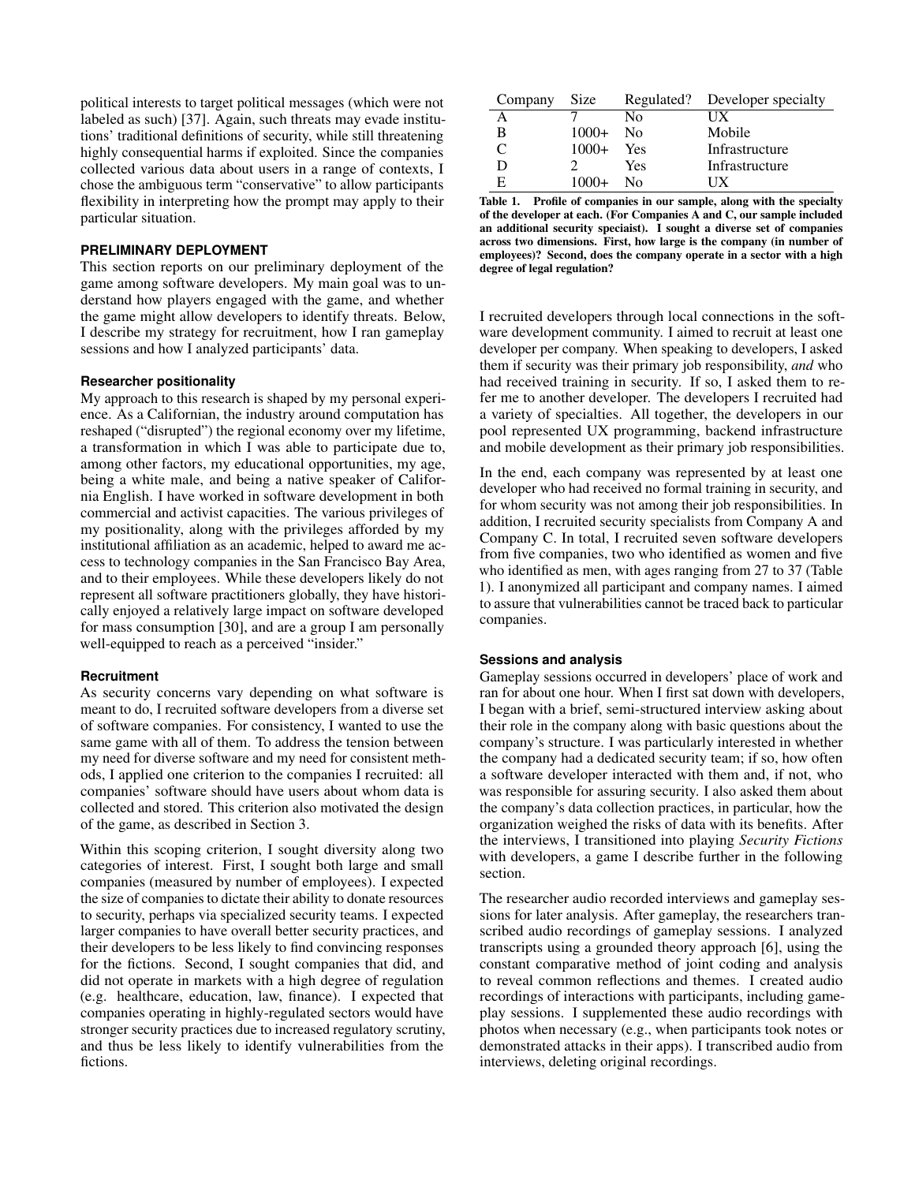political interests to target political messages (which were not labeled as such) [37]. Again, such threats may evade institutions' traditional definitions of security, while still threatening highly consequential harms if exploited. Since the companies collected various data about users in a range of contexts, I chose the ambiguous term "conservative" to allow participants flexibility in interpreting how the prompt may apply to their particular situation.

## PRELIMINARY DEPLOYMENT

This section reports on our preliminary deployment of the game among software developers. My main goal was to understand how players engaged with the game, and whether the game might allow developers to identify threats. Below, I describe my strategy for recruitment, how I ran gameplay sessions and how I analyzed participants' data.

### Researcher positionality

My approach to this research is shaped by my personal experience. As a Californian, the industry around computation has reshaped ("disrupted") the regional economy over my lifetime, a transformation in which I was able to participate due to, among other factors, my educational opportunities, my age, being a white male, and being a native speaker of California English. I have worked in software development in both commercial and activist capacities. The various privileges of my positionality, along with the privileges afforded by my institutional affiliation as an academic, helped to award me access to technology companies in the San Francisco Bay Area, and to their employees. While these developers likely do not represent all software practitioners globally, they have historically enjoyed a relatively large impact on software developed for mass consumption [30], and are a group I am personally well-equipped to reach as a perceived "insider."

### Recruitment

As security concerns vary depending on what software is meant to do, I recruited software developers from a diverse set of software companies. For consistency, I wanted to use the same game with all of them. To address the tension between my need for diverse software and my need for consistent methods, I applied one criterion to the companies I recruited: all companies' software should have users about whom data is collected and stored. This criterion also motivated the design of the game, as described in Section 3.

Within this scoping criterion, I sought diversity along two categories of interest. First, I sought both large and small companies (measured by number of employees). I expected the size of companies to dictate their ability to donate resources to security, perhaps via specialized security teams. I expected larger companies to have overall better security practices, and their developers to be less likely to find convincing responses for the fictions. Second, I sought companies that did, and did not operate in markets with a high degree of regulation (e.g. healthcare, education, law, finance). I expected that companies operating in highly-regulated sectors would have stronger security practices due to increased regulatory scrutiny, and thus be less likely to identify vulnerabilities from the fictions.

| Company | Size | Regulated? | Developer specialty |
|---|---|---|---|
| A | 7 | No | UX |
| B | 1000+ | No | Mobile |
| C | 1000+ | Yes | Infrastructure |
| D | 2 | Yes | Infrastructure |
| E | 1000+ | No | UX |

**Table 1. Profile of companies in our sample, along with the specialty of the developer at each. (For Companies A and C, our sample included an additional security speciaist). I sought a diverse set of companies across two dimensions. First, how large is the company (in number of employees)? Second, does the company operate in a sector with a high degree of legal regulation?**

I recruited developers through local connections in the software development community. I aimed to recruit at least one developer per company. When speaking to developers, I asked them if security was their primary job responsibility, *and* who had received training in security. If so, I asked them to refer me to another developer. The developers I recruited had a variety of specialties. All together, the developers in our pool represented UX programming, backend infrastructure and mobile development as their primary job responsibilities.

In the end, each company was represented by at least one developer who had received no formal training in security, and for whom security was not among their job responsibilities. In addition, I recruited security specialists from Company A and Company C. In total, I recruited seven software developers from five companies, two who identified as women and five who identified as men, with ages ranging from 27 to 37 (Table 1). I anonymized all participant and company names. I aimed to assure that vulnerabilities cannot be traced back to particular companies.

### Sessions and analysis

Gameplay sessions occurred in developers' place of work and ran for about one hour. When I first sat down with developers, I began with a brief, semi-structured interview asking about their role in the company along with basic questions about the company's structure. I was particularly interested in whether the company had a dedicated security team; if so, how often a software developer interacted with them and, if not, who was responsible for assuring security. I also asked them about the company's data collection practices, in particular, how the organization weighed the risks of data with its benefits. After the interviews, I transitioned into playing *Security Fictions* with developers, a game I describe further in the following section.

The researcher audio recorded interviews and gameplay sessions for later analysis. After gameplay, the researchers transcribed audio recordings of gameplay sessions. I analyzed transcripts using a grounded theory approach [6], using the constant comparative method of joint coding and analysis to reveal common reflections and themes. I created audio recordings of interactions with participants, including gameplay sessions. I supplemented these audio recordings with photos when necessary (e.g., when participants took notes or demonstrated attacks in their apps). I transcribed audio from interviews, deleting original recordings.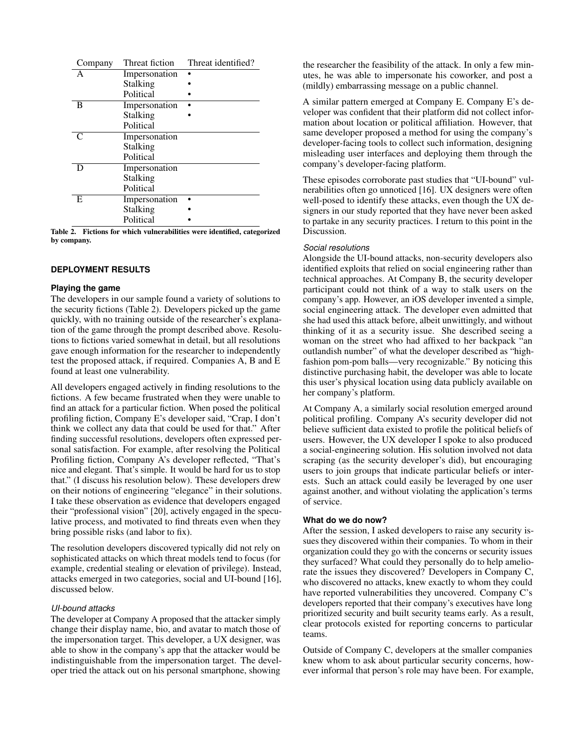| Company | Threat fiction | Threat identified? |
|---|---|---|
| A | Impersonation | • |
| | Stalking | • |
| | Political | • |
| B | Impersonation | • |
| | Stalking | • |
| | Political | |
| C | Impersonation | |
| | Stalking | |
| | Political | |
| D | Impersonation | |
| | Stalking | |
| | Political | |
| E | Impersonation | • |
| | Stalking | • |
| | Political | • |

**Table 2. Fictions for which vulnerabilities were identified, categorized by company.**

## DEPLOYMENT RESULTS

### Playing the game

The developers in our sample found a variety of solutions to the security fictions (Table 2). Developers picked up the game quickly, with no training outside of the researcher's explanation of the game through the prompt described above. Resolutions to fictions varied somewhat in detail, but all resolutions gave enough information for the researcher to independently test the proposed attack, if required. Companies A, B and E found at least one vulnerability.

All developers engaged actively in finding resolutions to the fictions. A few became frustrated when they were unable to find an attack for a particular fiction. When posed the political profiling fiction, Company E's developer said, "Crap, I don't think we collect any data that could be used for that." After finding successful resolutions, developers often expressed personal satisfaction. For example, after resolving the Political Profiling fiction, Company A's developer reflected, "That's nice and elegant. That's simple. It would be hard for us to stop that." (I discuss his resolution below). These developers drew on their notions of engineering "elegance" in their solutions. I take these observation as evidence that developers engaged their "professional vision" [20], actively engaged in the speculative process, and motivated to find threats even when they bring possible risks (and labor to fix).

The resolution developers discovered typically did not rely on sophisticated attacks on which threat models tend to focus (for example, credential stealing or elevation of privilege). Instead, attacks emerged in two categories, social and UI-bound [16], discussed below.

#### *UI-bound attacks*

The developer at Company A proposed that the attacker simply change their display name, bio, and avatar to match those of the impersonation target. This developer, a UX designer, was able to show in the company's app that the attacker would be indistinguishable from the impersonation target. The developer tried the attack out on his personal smartphone, showing the researcher the feasibility of the attack. In only a few minutes, he was able to impersonate his coworker, and post a (mildly) embarrassing message on a public channel.

A similar pattern emerged at Company E. Company E's developer was confident that their platform did not collect information about location or political affiliation. However, that same developer proposed a method for using the company's developer-facing tools to collect such information, designing misleading user interfaces and deploying them through the company's developer-facing platform.

These episodes corroborate past studies that "UI-bound" vulnerabilities often go unnoticed [16]. UX designers were often well-posed to identify these attacks, even though the UX designers in our study reported that they have never been asked to partake in any security practices. I return to this point in the Discussion.

#### *Social resolutions*

Alongside the UI-bound attacks, non-security developers also identified exploits that relied on social engineering rather than technical approaches. At Company B, the security developer participant could not think of a way to stalk users on the company's app. However, an iOS developer invented a simple, social engineering attack. The developer even admitted that she had used this attack before, albeit unwittingly, and without thinking of it as a security issue. She described seeing a woman on the street who had affixed to her backpack "an outlandish number" of what the developer described as "high-fashion pom-pom balls—very recognizable." By noticing this distinctive purchasing habit, the developer was able to locate this user's physical location using data publicly available on her company's platform.

At Company A, a similarly social resolution emerged around political profiling. Company A's security developer did not believe sufficient data existed to profile the political beliefs of users. However, the UX developer I spoke to also produced a social-engineering solution. His solution involved not data scraping (as the security developer's did), but encouraging users to join groups that indicate particular beliefs or interests. Such an attack could easily be leveraged by one user against another, and without violating the application's terms of service.

### What do we do now?

After the session, I asked developers to raise any security issues they discovered within their companies. To whom in their organization could they go with the concerns or security issues they surfaced? What could they personally do to help ameliorate the issues they discovered? Developers in Company C, who discovered no attacks, knew exactly to whom they could have reported vulnerabilities they uncovered. Company C's developers reported that their company's executives have long prioritized security and built security teams early. As a result, clear protocols existed for reporting concerns to particular teams.

Outside of Company C, developers at the smaller companies knew whom to ask about particular security concerns, however informal that person's role may have been. For example,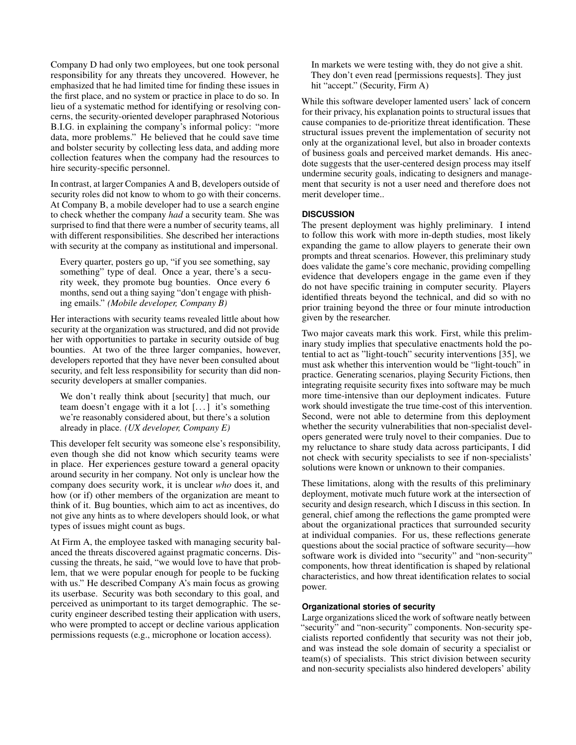Company D had only two employees, but one took personal responsibility for any threats they uncovered. However, he emphasized that he had limited time for finding these issues in the first place, and no system or practice in place to do so. In lieu of a systematic method for identifying or resolving concerns, the security-oriented developer paraphrased Notorious B.I.G. in explaining the company's informal policy: "more data, more problems." He believed that he could save time and bolster security by collecting less data, and adding more collection features when the company had the resources to hire security-specific personnel.

In contrast, at larger Companies A and B, developers outside of security roles did not know to whom to go with their concerns. At Company B, a mobile developer had to use a search engine to check whether the company *had* a security team. She was surprised to find that there were a number of security teams, all with different responsibilities. She described her interactions with security at the company as institutional and impersonal.

> Every quarter, posters go up, "if you see something, say something" type of deal. Once a year, there's a security week, they promote bug bounties. Once every 6 months, send out a thing saying "don't engage with phishing emails." *(Mobile developer, Company B)*

Her interactions with security teams revealed little about how security at the organization was structured, and did not provide her with opportunities to partake in security outside of bug bounties. At two of the three larger companies, however, developers reported that they have never been consulted about security, and felt less responsibility for security than did non-security developers at smaller companies.

> We don't really think about [security] that much, our team doesn't engage with it a lot [...] it's something we're reasonably considered about, but there's a solution already in place. *(UX developer, Company E)*

This developer felt security was someone else's responsibility, even though she did not know which security teams were in place. Her experiences gesture toward a general opacity around security in her company. Not only is unclear how the company does security work, it is unclear *who* does it, and how (or if) other members of the organization are meant to think of it. Bug bounties, which aim to act as incentives, do not give any hints as to where developers should look, or what types of issues might count as bugs.

At Firm A, the employee tasked with managing security balanced the threats discovered against pragmatic concerns. Discussing the threats, he said, "we would love to have that problem, that we were popular enough for people to be fucking with us." He described Company A's main focus as growing its userbase. Security was both secondary to this goal, and perceived as unimportant to its target demographic. The security engineer described testing their application with users, who were prompted to accept or decline various application permissions requests (e.g., microphone or location access).

> In markets we were testing with, they do not give a shit. They don't even read [permissions requests]. They just hit "accept." (Security, Firm A)

While this software developer lamented users' lack of concern for their privacy, his explanation points to structural issues that cause companies to de-prioritize threat identification. These structural issues prevent the implementation of security not only at the organizational level, but also in broader contexts of business goals and perceived market demands. His anecdote suggests that the user-centered design process may itself undermine security goals, indicating to designers and management that security is not a user need and therefore does not merit developer time..

## DISCUSSION

The present deployment was highly preliminary. I intend to follow this work with more in-depth studies, most likely expanding the game to allow players to generate their own prompts and threat scenarios. However, this preliminary study does validate the game's core mechanic, providing compelling evidence that developers engage in the game even if they do not have specific training in computer security. Players identified threats beyond the technical, and did so with no prior training beyond the three or four minute introduction given by the researcher.

Two major caveats mark this work. First, while this preliminary study implies that speculative enactments hold the potential to act as "light-touch" security interventions [35], we must ask whether this intervention would be "light-touch" in practice. Generating scenarios, playing Security Fictions, then integrating requisite security fixes into software may be much more time-intensive than our deployment indicates. Future work should investigate the true time-cost of this intervention. Second, were not able to determine from this deployment whether the security vulnerabilities that non-specialist developers generated were truly novel to their companies. Due to my reluctance to share study data across participants, I did not check with security specialists to see if non-specialists' solutions were known or unknown to their companies.

These limitations, along with the results of this preliminary deployment, motivate much future work at the intersection of security and design research, which I discuss in this section. In general, chief among the reflections the game prompted were about the organizational practices that surrounded security at individual companies. For us, these reflections generate questions about the social practice of software security—how software work is divided into "security" and "non-security" components, how threat identification is shaped by relational characteristics, and how threat identification relates to social power.

### Organizational stories of security

Large organizations sliced the work of software neatly between "security" and "non-security" components. Non-security specialists reported confidently that security was not their job, and was instead the sole domain of security a specialist or team(s) of specialists. This strict division between security and non-security specialists also hindered developers' ability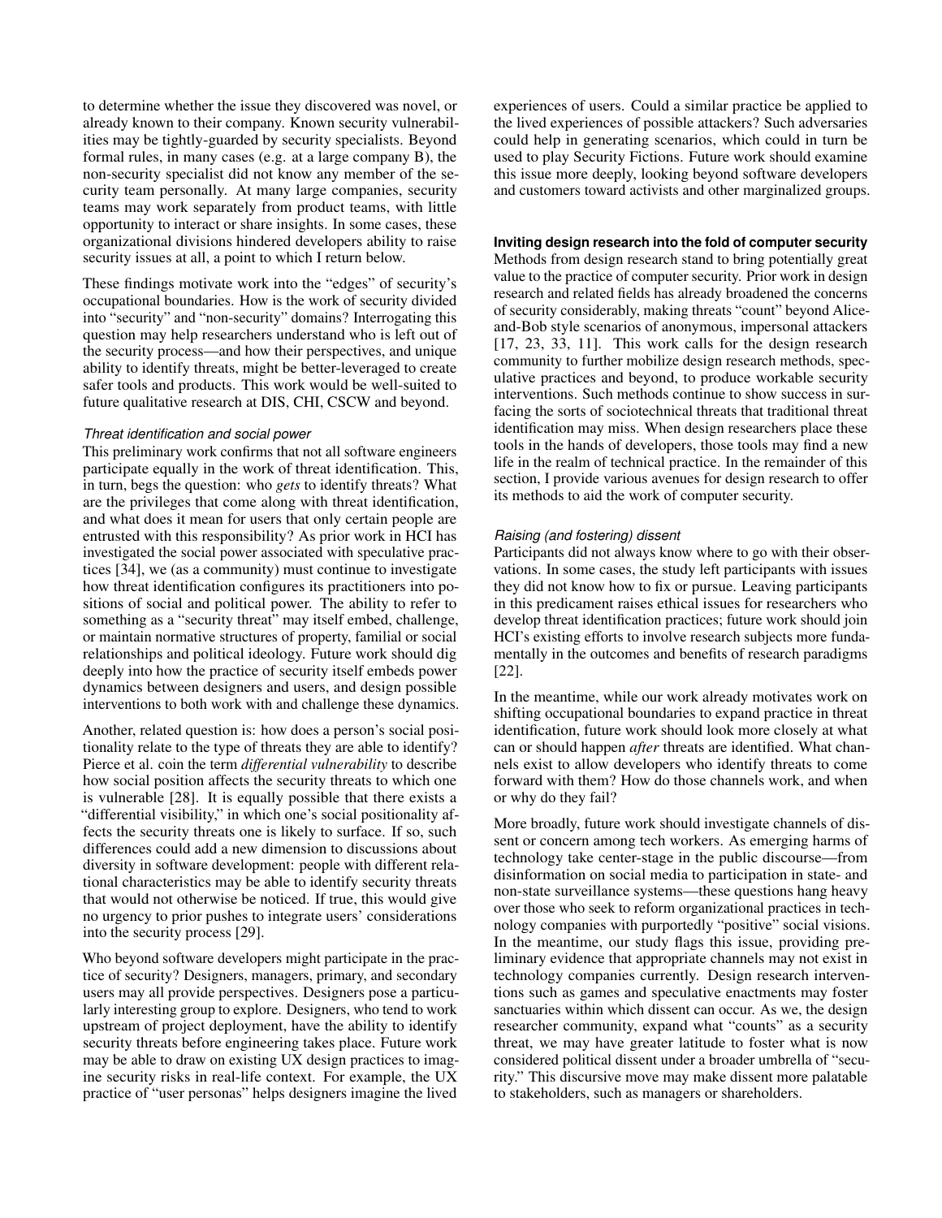to determine whether the issue they discovered was novel, or already known to their company. Known security vulnerabilities may be tightly-guarded by security specialists. Beyond formal rules, in many cases (e.g. at a large company B), the non-security specialist did not know any member of the security team personally. At many large companies, security teams may work separately from product teams, with little opportunity to interact or share insights. In some cases, these organizational divisions hindered developers ability to raise security issues at all, a point to which I return below.

These findings motivate work into the "edges" of security's occupational boundaries. How is the work of security divided into "security" and "non-security" domains? Interrogating this question may help researchers understand who is left out of the security process—and how their perspectives, and unique ability to identify threats, might be better-leveraged to create safer tools and products. This work would be well-suited to future qualitative research at DIS, CHI, CSCW and beyond.

#### *Threat identification and social power*

This preliminary work confirms that not all software engineers participate equally in the work of threat identification. This, in turn, begs the question: who *gets* to identify threats? What are the privileges that come along with threat identification, and what does it mean for users that only certain people are entrusted with this responsibility? As prior work in HCI has investigated the social power associated with speculative practices [34], we (as a community) must continue to investigate how threat identification configures its practitioners into positions of social and political power. The ability to refer to something as a "security threat" may itself embed, challenge, or maintain normative structures of property, familial or social relationships and political ideology. Future work should dig deeply into how the practice of security itself embeds power dynamics between designers and users, and design possible interventions to both work with and challenge these dynamics.

Another, related question is: how does a person's social positionality relate to the type of threats they are able to identify? Pierce et al. coin the term *differential vulnerability* to describe how social position affects the security threats to which one is vulnerable [28]. It is equally possible that there exists a "differential visibility," in which one's social positionality affects the security threats one is likely to surface. If so, such differences could add a new dimension to discussions about diversity in software development: people with different relational characteristics may be able to identify security threats that would not otherwise be noticed. If true, this would give no urgency to prior pushes to integrate users' considerations into the security process [29].

Who beyond software developers might participate in the practice of security? Designers, managers, primary, and secondary users may all provide perspectives. Designers pose a particularly interesting group to explore. Designers, who tend to work upstream of project deployment, have the ability to identify security threats before engineering takes place. Future work may be able to draw on existing UX design practices to imagine security risks in real-life context. For example, the UX practice of "user personas" helps designers imagine the lived experiences of users. Could a similar practice be applied to the lived experiences of possible attackers? Such adversaries could help in generating scenarios, which could in turn be used to play Security Fictions. Future work should examine this issue more deeply, looking beyond software developers and customers toward activists and other marginalized groups.

### **Inviting design research into the fold of computer security**

Methods from design research stand to bring potentially great value to the practice of computer security. Prior work in design research and related fields has already broadened the concerns of security considerably, making threats "count" beyond Alice-and-Bob style scenarios of anonymous, impersonal attackers [17, 23, 33, 11]. This work calls for the design research community to further mobilize design research methods, speculative practices and beyond, to produce workable security interventions. Such methods continue to show success in surfacing the sorts of sociotechnical threats that traditional threat identification may miss. When design researchers place these tools in the hands of developers, those tools may find a new life in the realm of technical practice. In the remainder of this section, I provide various avenues for design research to offer its methods to aid the work of computer security.

#### *Raising (and fostering) dissent*

Participants did not always know where to go with their observations. In some cases, the study left participants with issues they did not know how to fix or pursue. Leaving participants in this predicament raises ethical issues for researchers who develop threat identification practices; future work should join HCI's existing efforts to involve research subjects more fundamentally in the outcomes and benefits of research paradigms [22].

In the meantime, while our work already motivates work on shifting occupational boundaries to expand practice in threat identification, future work should look more closely at what can or should happen *after* threats are identified. What channels exist to allow developers who identify threats to come forward with them? How do those channels work, and when or why do they fail?

More broadly, future work should investigate channels of dissent or concern among tech workers. As emerging harms of technology take center-stage in the public discourse—from disinformation on social media to participation in state- and non-state surveillance systems—these questions hang heavy over those who seek to reform organizational practices in technology companies with purportedly "positive" social visions. In the meantime, our study flags this issue, providing preliminary evidence that appropriate channels may not exist in technology companies currently. Design research interventions such as games and speculative enactments may foster sanctuaries within which dissent can occur. As we, the design researcher community, expand what "counts" as a security threat, we may have greater latitude to foster what is now considered political dissent under a broader umbrella of "security." This discursive move may make dissent more palatable to stakeholders, such as managers or shareholders.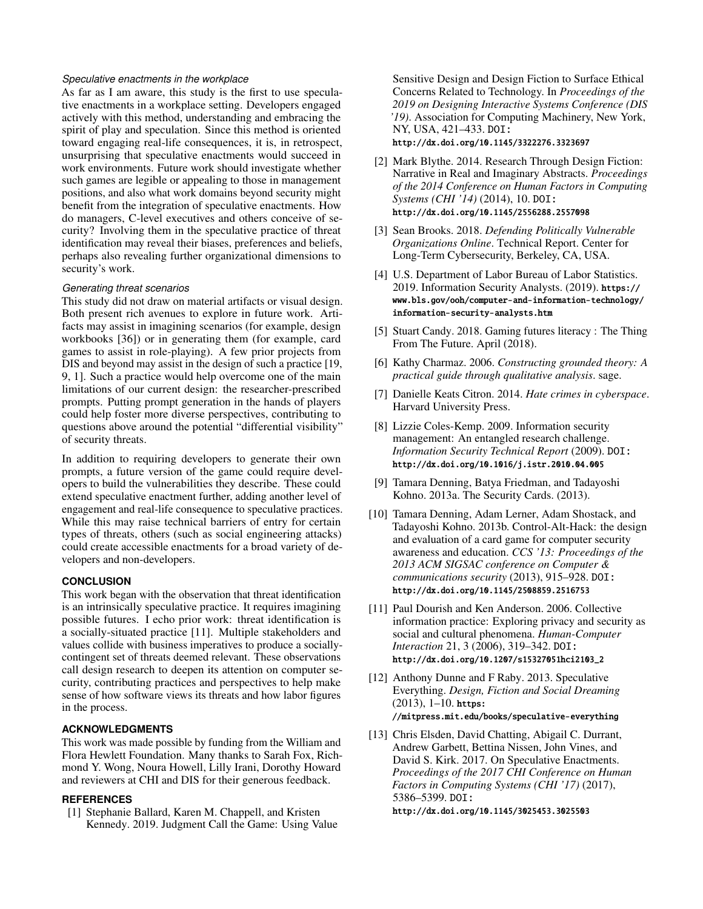### *Speculative enactments in the workplace*

As far as I am aware, this study is the first to use speculative enactments in a workplace setting. Developers engaged actively with this method, understanding and embracing the spirit of play and speculation. Since this method is oriented toward engaging real-life consequences, it is, in retrospect, unsurprising that speculative enactments would succeed in work environments. Future work should investigate whether such games are legible or appealing to those in management positions, and also what work domains beyond security might benefit from the integration of speculative enactments. How do managers, C-level executives and others conceive of security? Involving them in the speculative practice of threat identification may reveal their biases, preferences and beliefs, perhaps also revealing further organizational dimensions to security's work.

### *Generating threat scenarios*

This study did not draw on material artifacts or visual design. Both present rich avenues to explore in future work. Artifacts may assist in imagining scenarios (for example, design workbooks [36]) or in generating them (for example, card games to assist in role-playing). A few prior projects from DIS and beyond may assist in the design of such a practice [19, 9, 1]. Such a practice would help overcome one of the main limitations of our current design: the researcher-prescribed prompts. Putting prompt generation in the hands of players could help foster more diverse perspectives, contributing to questions above around the potential "differential visibility" of security threats.

In addition to requiring developers to generate their own prompts, a future version of the game could require developers to build the vulnerabilities they describe. These could extend speculative enactment further, adding another level of engagement and real-life consequence to speculative practices. While this may raise technical barriers of entry for certain types of threats, others (such as social engineering attacks) could create accessible enactments for a broad variety of developers and non-developers.

## CONCLUSION

This work began with the observation that threat identification is an intrinsically speculative practice. It requires imagining possible futures. I echo prior work: threat identification is a socially-situated practice [11]. Multiple stakeholders and values collide with business imperatives to produce a socially-contingent set of threats deemed relevant. These observations call design research to deepen its attention on computer security, contributing practices and perspectives to help make sense of how software views its threats and how labor figures in the process.

## ACKNOWLEDGMENTS

This work was made possible by funding from the William and Flora Hewlett Foundation. Many thanks to Sarah Fox, Richmond Y. Wong, Noura Howell, Lilly Irani, Dorothy Howard and reviewers at CHI and DIS for their generous feedback.

## REFERENCES

[1] Stephanie Ballard, Karen M. Chappell, and Kristen Kennedy. 2019. Judgment Call the Game: Using Value Sensitive Design and Design Fiction to Surface Ethical Concerns Related to Technology. In *Proceedings of the 2019 on Designing Interactive Systems Conference (DIS '19)*. Association for Computing Machinery, New York, NY, USA, 421–433. DOI: http://dx.doi.org/10.1145/3322276.3323697

[2] Mark Blythe. 2014. Research Through Design Fiction: Narrative in Real and Imaginary Abstracts. *Proceedings of the 2014 Conference on Human Factors in Computing Systems (CHI '14)* (2014), 10. DOI: http://dx.doi.org/10.1145/2556288.2557098

[3] Sean Brooks. 2018. *Defending Politically Vulnerable Organizations Online*. Technical Report. Center for Long-Term Cybersecurity, Berkeley, CA, USA.

[4] U.S. Department of Labor Bureau of Labor Statistics. 2019. Information Security Analysts. (2019). https://www.bls.gov/ooh/computer-and-information-technology/information-security-analysts.htm

[5] Stuart Candy. 2018. Gaming futures literacy : The Thing From The Future. April (2018).

[6] Kathy Charmaz. 2006. *Constructing grounded theory: A practical guide through qualitative analysis*. sage.

[7] Danielle Keats Citron. 2014. *Hate crimes in cyberspace*. Harvard University Press.

[8] Lizzie Coles-Kemp. 2009. Information security management: An entangled research challenge. *Information Security Technical Report* (2009). DOI: http://dx.doi.org/10.1016/j.istr.2010.04.005

[9] Tamara Denning, Batya Friedman, and Tadayoshi Kohno. 2013a. The Security Cards. (2013).

[10] Tamara Denning, Adam Lerner, Adam Shostack, and Tadayoshi Kohno. 2013b. Control-Alt-Hack: the design and evaluation of a card game for computer security awareness and education. *CCS '13: Proceedings of the 2013 ACM SIGSAC conference on Computer & communications security* (2013), 915–928. DOI: http://dx.doi.org/10.1145/2508859.2516753

[11] Paul Dourish and Ken Anderson. 2006. Collective information practice: Exploring privacy and security as social and cultural phenomena. *Human-Computer Interaction* 21, 3 (2006), 319–342. DOI: http://dx.doi.org/10.1207/s15327051hci2103_2

[12] Anthony Dunne and F Raby. 2013. Speculative Everything. *Design, Fiction and Social Dreaming* (2013), 1–10. https://mitpress.mit.edu/books/speculative-everything

[13] Chris Elsden, David Chatting, Abigail C. Durrant, Andrew Garbett, Bettina Nissen, John Vines, and David S. Kirk. 2017. On Speculative Enactments. *Proceedings of the 2017 CHI Conference on Human Factors in Computing Systems (CHI '17)* (2017), 5386–5399. DOI: http://dx.doi.org/10.1145/3025453.3025503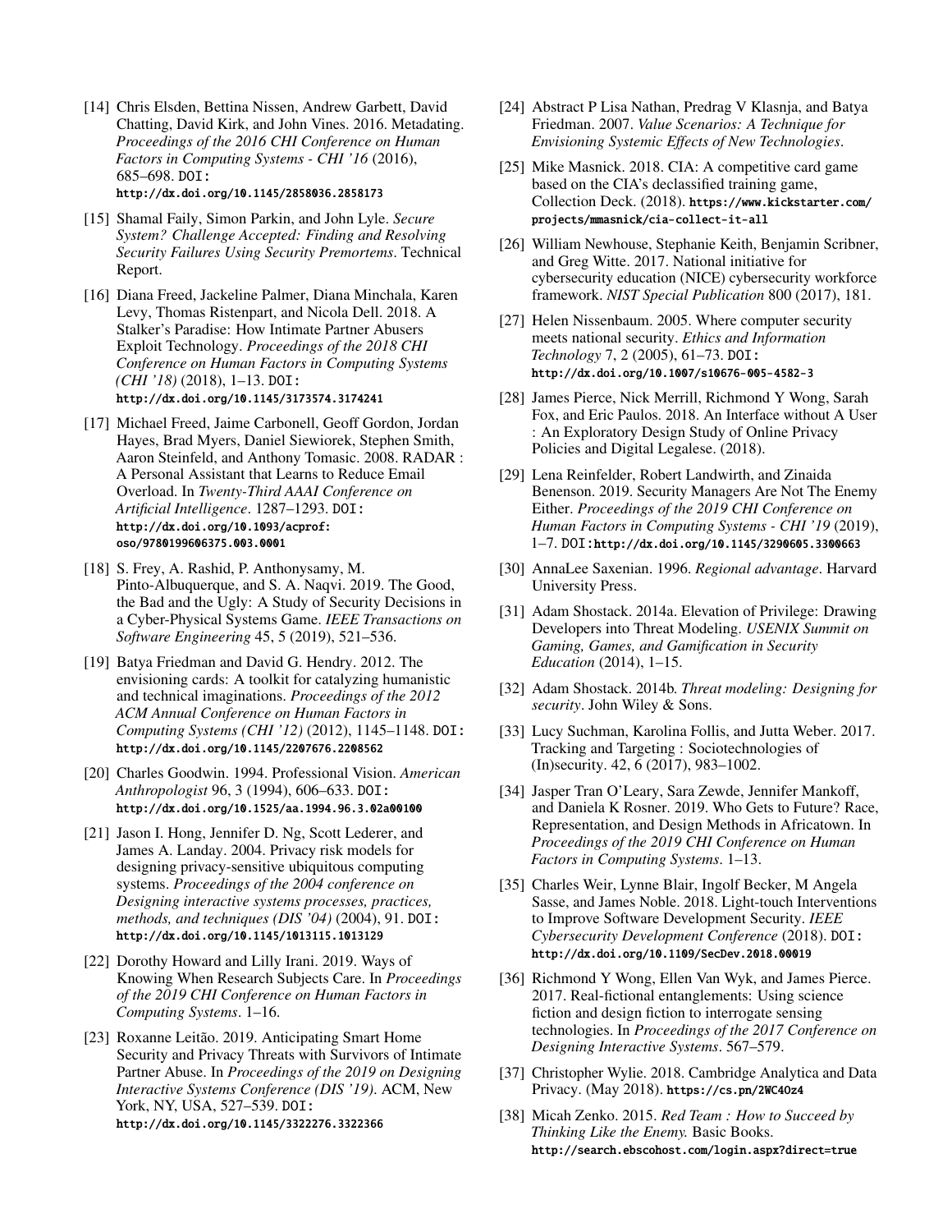[14] Chris Elsden, Bettina Nissen, Andrew Garbett, David Chatting, David Kirk, and John Vines. 2016. Metadating. *Proceedings of the 2016 CHI Conference on Human Factors in Computing Systems - CHI '16* (2016), 685–698. DOI: http://dx.doi.org/10.1145/2858036.2858173

[15] Shamal Faily, Simon Parkin, and John Lyle. *Secure System? Challenge Accepted: Finding and Resolving Security Failures Using Security Premortems*. Technical Report.

[16] Diana Freed, Jackeline Palmer, Diana Minchala, Karen Levy, Thomas Ristenpart, and Nicola Dell. 2018. A Stalker's Paradise: How Intimate Partner Abusers Exploit Technology. *Proceedings of the 2018 CHI Conference on Human Factors in Computing Systems (CHI '18)* (2018), 1–13. DOI: http://dx.doi.org/10.1145/3173574.3174241

[17] Michael Freed, Jaime Carbonell, Geoff Gordon, Jordan Hayes, Brad Myers, Daniel Siewiorek, Stephen Smith, Aaron Steinfeld, and Anthony Tomasic. 2008. RADAR : A Personal Assistant that Learns to Reduce Email Overload. In *Twenty-Third AAAI Conference on Artificial Intelligence*. 1287–1293. DOI: http://dx.doi.org/10.1093/acprof:oso/9780199606375.003.0001

[18] S. Frey, A. Rashid, P. Anthonysamy, M. Pinto-Albuquerque, and S. A. Naqvi. 2019. The Good, the Bad and the Ugly: A Study of Security Decisions in a Cyber-Physical Systems Game. *IEEE Transactions on Software Engineering* 45, 5 (2019), 521–536.

[19] Batya Friedman and David G. Hendry. 2012. The envisioning cards: A toolkit for catalyzing humanistic and technical imaginations. *Proceedings of the 2012 ACM Annual Conference on Human Factors in Computing Systems (CHI '12)* (2012), 1145–1148. DOI: http://dx.doi.org/10.1145/2207676.2208562

[20] Charles Goodwin. 1994. Professional Vision. *American Anthropologist* 96, 3 (1994), 606–633. DOI: http://dx.doi.org/10.1525/aa.1994.96.3.02a00100

[21] Jason I. Hong, Jennifer D. Ng, Scott Lederer, and James A. Landay. 2004. Privacy risk models for designing privacy-sensitive ubiquitous computing systems. *Proceedings of the 2004 conference on Designing interactive systems processes, practices, methods, and techniques (DIS '04)* (2004), 91. DOI: http://dx.doi.org/10.1145/1013115.1013129

[22] Dorothy Howard and Lilly Irani. 2019. Ways of Knowing When Research Subjects Care. In *Proceedings of the 2019 CHI Conference on Human Factors in Computing Systems*. 1–16.

[23] Roxanne Leitão. 2019. Anticipating Smart Home Security and Privacy Threats with Survivors of Intimate Partner Abuse. In *Proceedings of the 2019 on Designing Interactive Systems Conference (DIS '19)*. ACM, New York, NY, USA, 527–539. DOI: http://dx.doi.org/10.1145/3322276.3322366

[24] Abstract P Lisa Nathan, Predrag V Klasnja, and Batya Friedman. 2007. *Value Scenarios: A Technique for Envisioning Systemic Effects of New Technologies*.

[25] Mike Masnick. 2018. CIA: A competitive card game based on the CIA's declassified training game, Collection Deck. (2018). https://www.kickstarter.com/projects/mmasnick/cia-collect-it-all

[26] William Newhouse, Stephanie Keith, Benjamin Scribner, and Greg Witte. 2017. National initiative for cybersecurity education (NICE) cybersecurity workforce framework. *NIST Special Publication* 800 (2017), 181.

[27] Helen Nissenbaum. 2005. Where computer security meets national security. *Ethics and Information Technology* 7, 2 (2005), 61–73. DOI: http://dx.doi.org/10.1007/s10676-005-4582-3

[28] James Pierce, Nick Merrill, Richmond Y Wong, Sarah Fox, and Eric Paulos. 2018. An Interface without A User : An Exploratory Design Study of Online Privacy Policies and Digital Legalese. (2018).

[29] Lena Reinfelder, Robert Landwirth, and Zinaida Benenson. 2019. Security Managers Are Not The Enemy Either. *Proceedings of the 2019 CHI Conference on Human Factors in Computing Systems - CHI '19* (2019), 1–7. DOI: http://dx.doi.org/10.1145/3290605.3300663

[30] AnnaLee Saxenian. 1996. *Regional advantage*. Harvard University Press.

[31] Adam Shostack. 2014a. Elevation of Privilege: Drawing Developers into Threat Modeling. *USENIX Summit on Gaming, Games, and Gamification in Security Education* (2014), 1–15.

[32] Adam Shostack. 2014b. *Threat modeling: Designing for security*. John Wiley & Sons.

[33] Lucy Suchman, Karolina Follis, and Jutta Weber. 2017. Tracking and Targeting : Sociotechnologies of (In)security. 42, 6 (2017), 983–1002.

[34] Jasper Tran O'Leary, Sara Zewde, Jennifer Mankoff, and Daniela K Rosner. 2019. Who Gets to Future? Race, Representation, and Design Methods in Africatown. In *Proceedings of the 2019 CHI Conference on Human Factors in Computing Systems*. 1–13.

[35] Charles Weir, Lynne Blair, Ingolf Becker, M Angela Sasse, and James Noble. 2018. Light-touch Interventions to Improve Software Development Security. *IEEE Cybersecurity Development Conference* (2018). DOI: http://dx.doi.org/10.1109/SecDev.2018.00019

[36] Richmond Y Wong, Ellen Van Wyk, and James Pierce. 2017. Real-fictional entanglements: Using science fiction and design fiction to interrogate sensing technologies. In *Proceedings of the 2017 Conference on Designing Interactive Systems*. 567–579.

[37] Christopher Wylie. 2018. Cambridge Analytica and Data Privacy. (May 2018). https://cs.pn/2WC4Oz4

[38] Micah Zenko. 2015. *Red Team : How to Succeed by Thinking Like the Enemy.* Basic Books. http://search.ebscohost.com/login.aspx?direct=true